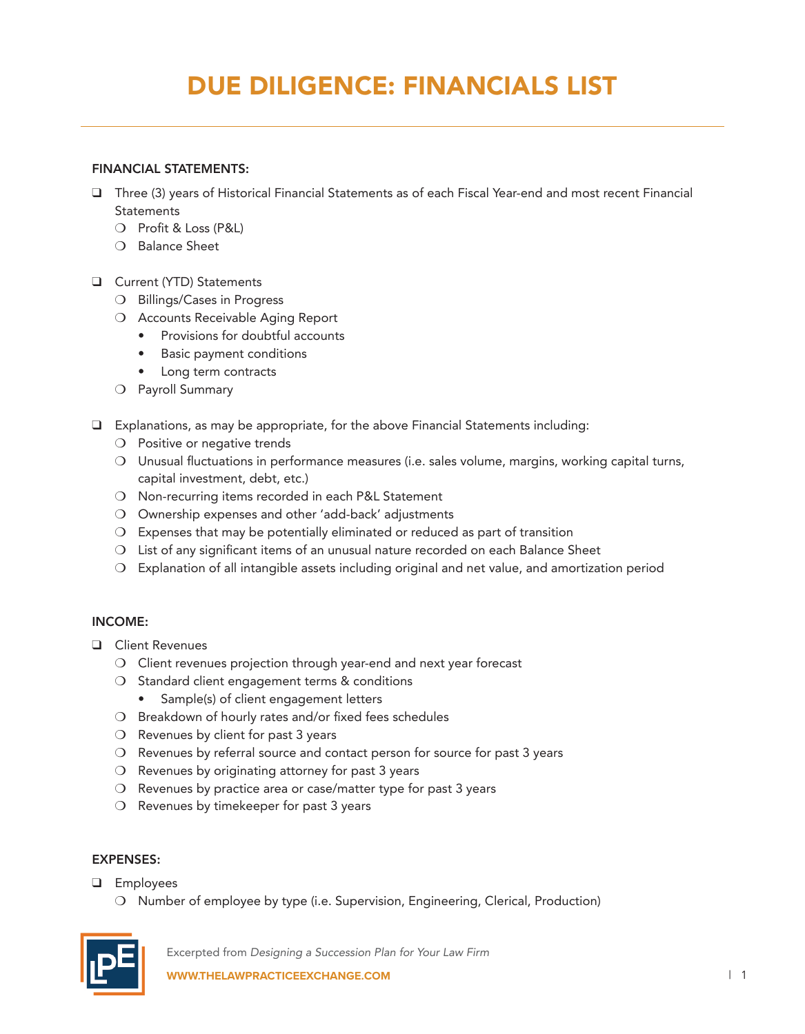# DUE DILIGENCE: FINANCIALS LIST

## FINANCIAL STATEMENTS:

- ❑ Three (3) years of Historical Financial Statements as of each Fiscal Year-end and most recent Financial Statements
  - ❍ Profit & Loss (P&L)
  - ❍ Balance Sheet
- ❑ Current (YTD) Statements
  - ❍ Billings/Cases in Progress
  - ❍ Accounts Receivable Aging Report
    - Provisions for doubtful accounts
    - Basic payment conditions
    - Long term contracts
  - ❍ Payroll Summary
- ❑ Explanations, as may be appropriate, for the above Financial Statements including:
  - ❍ Positive or negative trends
  - ❍ Unusual fluctuations in performance measures (i.e. sales volume, margins, working capital turns, capital investment, debt, etc.)
  - ❍ Non-recurring items recorded in each P&L Statement
  - ❍ Ownership expenses and other 'add-back' adjustments
  - ❍ Expenses that may be potentially eliminated or reduced as part of transition
  - ❍ List of any significant items of an unusual nature recorded on each Balance Sheet
  - ❍ Explanation of all intangible assets including original and net value, and amortization period

## INCOME:

- ❑ Client Revenues
  - ❍ Client revenues projection through year-end and next year forecast
  - ❍ Standard client engagement terms & conditions
    - Sample(s) of client engagement letters
  - ❍ Breakdown of hourly rates and/or fixed fees schedules
  - ❍ Revenues by client for past 3 years
  - ❍ Revenues by referral source and contact person for source for past 3 years
  - ❍ Revenues by originating attorney for past 3 years
  - ❍ Revenues by practice area or case/matter type for past 3 years
  - ❍ Revenues by timekeeper for past 3 years

## EXPENSES:

- ❑ Employees
  - ❍ Number of employee by type (i.e. Supervision, Engineering, Clerical, Production)

Excerpted from *Designing a Succession Plan for Your Law Firm*

WWW.THELAWPRACTICEEXCHANGE.COM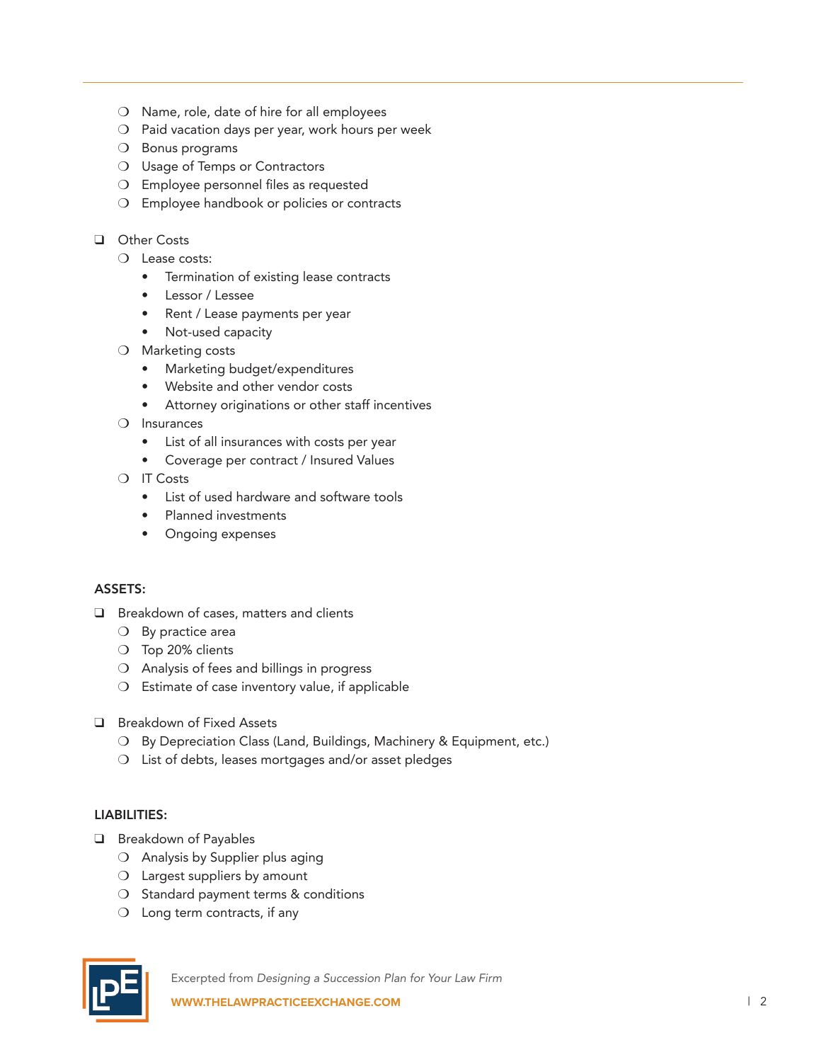- ❍ Name, role, date of hire for all employees
- ❍ Paid vacation days per year, work hours per week
- ❍ Bonus programs
- ❍ Usage of Temps or Contractors
- ❍ Employee personnel files as requested
- ❍ Employee handbook or policies or contracts

- ❑ Other Costs
  - ❍ Lease costs:
    - Termination of existing lease contracts
    - Lessor / Lessee
    - Rent / Lease payments per year
    - Not-used capacity
  - ❍ Marketing costs
    - Marketing budget/expenditures
    - Website and other vendor costs
    - Attorney originations or other staff incentives
  - ❍ Insurances
    - List of all insurances with costs per year
    - Coverage per contract / Insured Values
  - ❍ IT Costs
    - List of used hardware and software tools
    - Planned investments
    - Ongoing expenses

**ASSETS:**

- ❑ Breakdown of cases, matters and clients
  - ❍ By practice area
  - ❍ Top 20% clients
  - ❍ Analysis of fees and billings in progress
  - ❍ Estimate of case inventory value, if applicable

- ❑ Breakdown of Fixed Assets
  - ❍ By Depreciation Class (Land, Buildings, Machinery & Equipment, etc.)
  - ❍ List of debts, leases mortgages and/or asset pledges

**LIABILITIES:**

- ❑ Breakdown of Payables
  - ❍ Analysis by Supplier plus aging
  - ❍ Largest suppliers by amount
  - ❍ Standard payment terms & conditions
  - ❍ Long term contracts, if any

Excerpted from *Designing a Succession Plan for Your Law Firm*

**WWW.THELAWPRACTICEEXCHANGE.COM**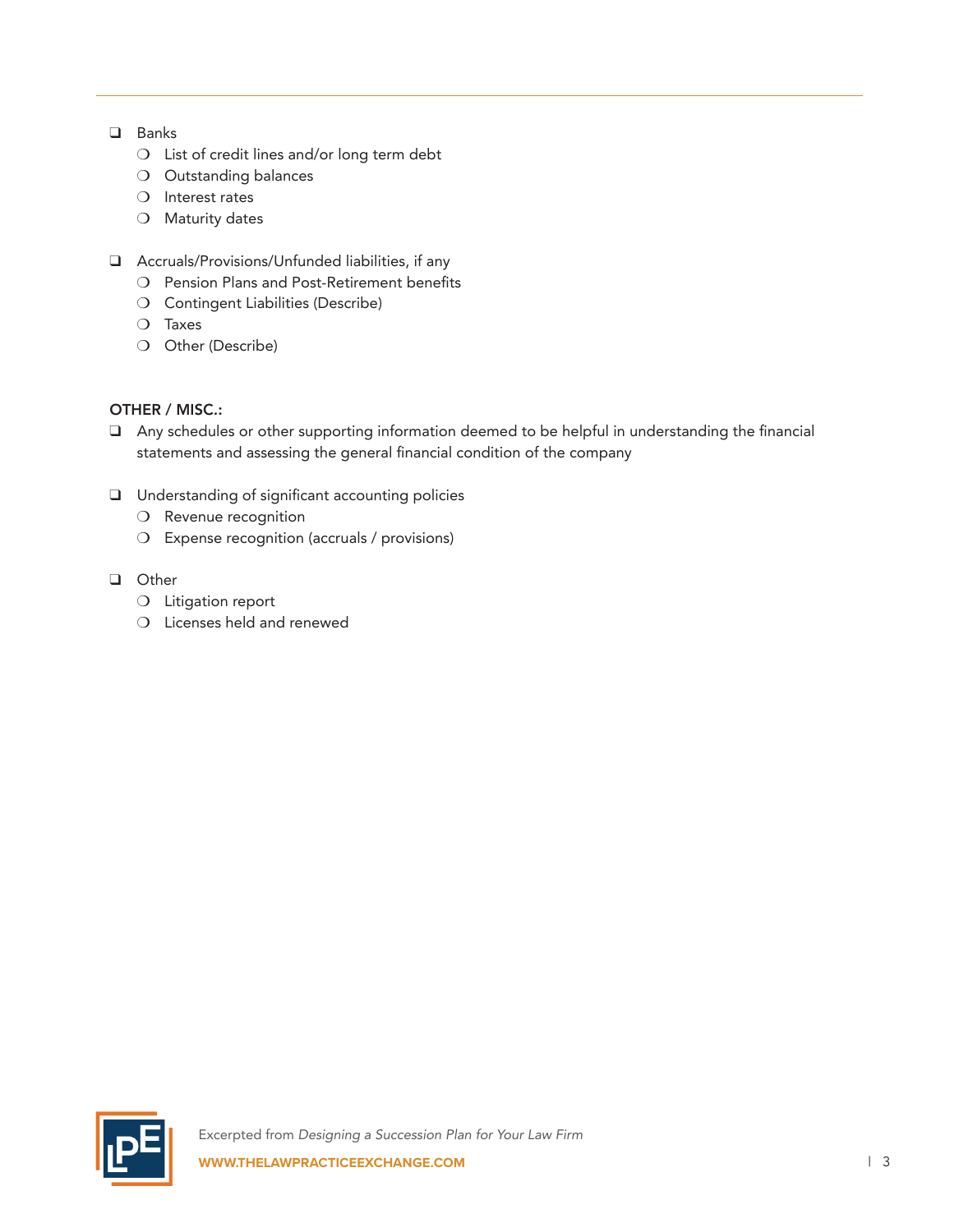- Banks
    - List of credit lines and/or long term debt
    - Outstanding balances
    - Interest rates
    - Maturity dates

- Accruals/Provisions/Unfunded liabilities, if any
    - Pension Plans and Post-Retirement benefits
    - Contingent Liabilities (Describe)
    - Taxes
    - Other (Describe)

**OTHER / MISC.:**

- Any schedules or other supporting information deemed to be helpful in understanding the financial statements and assessing the general financial condition of the company

- Understanding of significant accounting policies
    - Revenue recognition
    - Expense recognition (accruals / provisions)

- Other
    - Litigation report
    - Licenses held and renewed

Excerpted from *Designing a Succession Plan for Your Law Firm*

**WWW.THELAWPRACTICEEXCHANGE.COM**